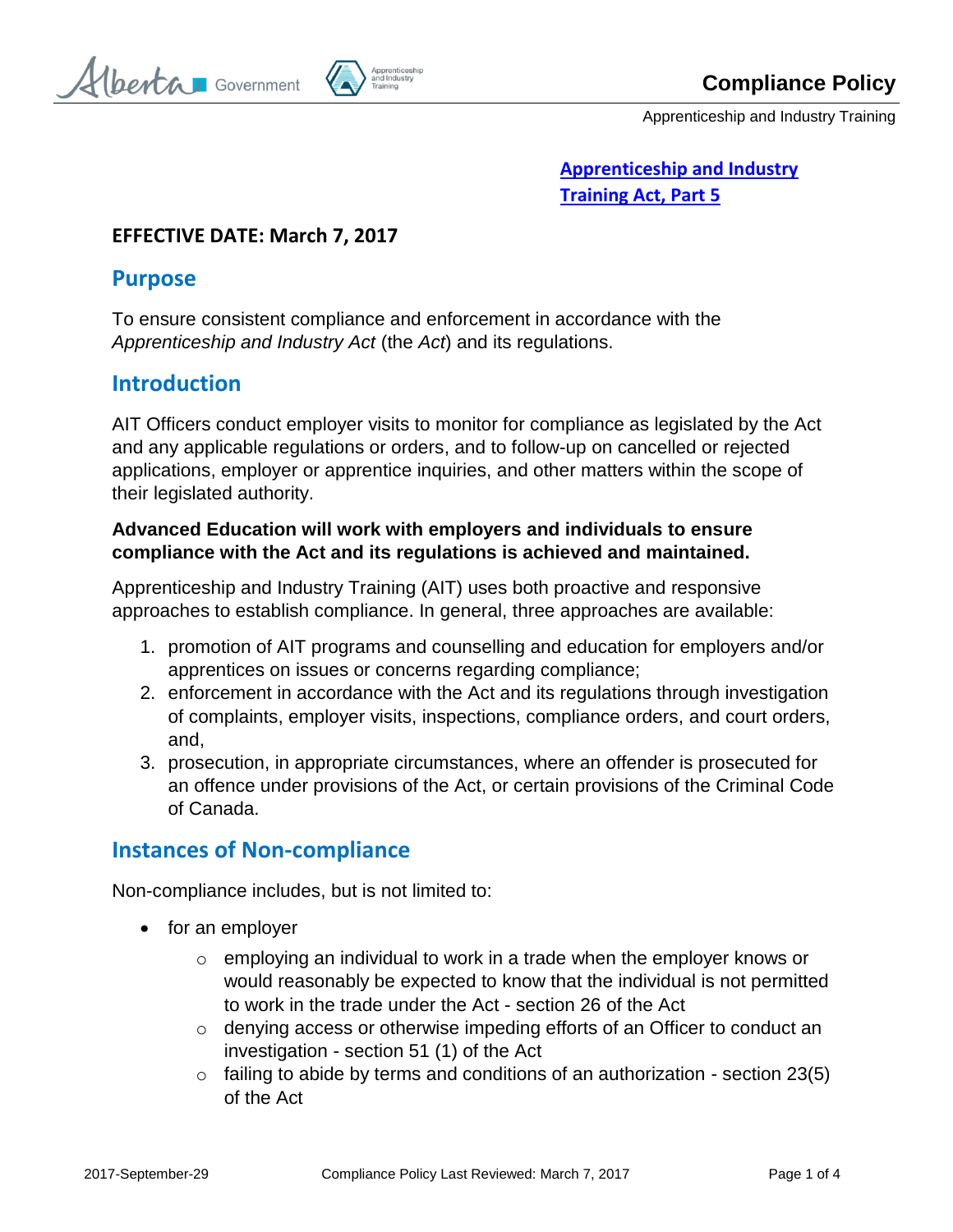# Compliance Policy

Apprenticeship and Industry Training

[Apprenticeship and Industry Training Act, Part 5]

**EFFECTIVE DATE: March 7, 2017**

## Purpose

To ensure consistent compliance and enforcement in accordance with the *Apprenticeship and Industry Act* (the *Act*) and its regulations.

## Introduction

AIT Officers conduct employer visits to monitor for compliance as legislated by the Act and any applicable regulations or orders, and to follow-up on cancelled or rejected applications, employer or apprentice inquiries, and other matters within the scope of their legislated authority.

**Advanced Education will work with employers and individuals to ensure compliance with the Act and its regulations is achieved and maintained.**

Apprenticeship and Industry Training (AIT) uses both proactive and responsive approaches to establish compliance. In general, three approaches are available:

1. promotion of AIT programs and counselling and education for employers and/or apprentices on issues or concerns regarding compliance;
2. enforcement in accordance with the Act and its regulations through investigation of complaints, employer visits, inspections, compliance orders, and court orders, and,
3. prosecution, in appropriate circumstances, where an offender is prosecuted for an offence under provisions of the Act, or certain provisions of the Criminal Code of Canada.

## Instances of Non-compliance

Non-compliance includes, but is not limited to:

- for an employer
  - employing an individual to work in a trade when the employer knows or would reasonably be expected to know that the individual is not permitted to work in the trade under the Act - section 26 of the Act
  - denying access or otherwise impeding efforts of an Officer to conduct an investigation - section 51 (1) of the Act
  - failing to abide by terms and conditions of an authorization - section 23(5) of the Act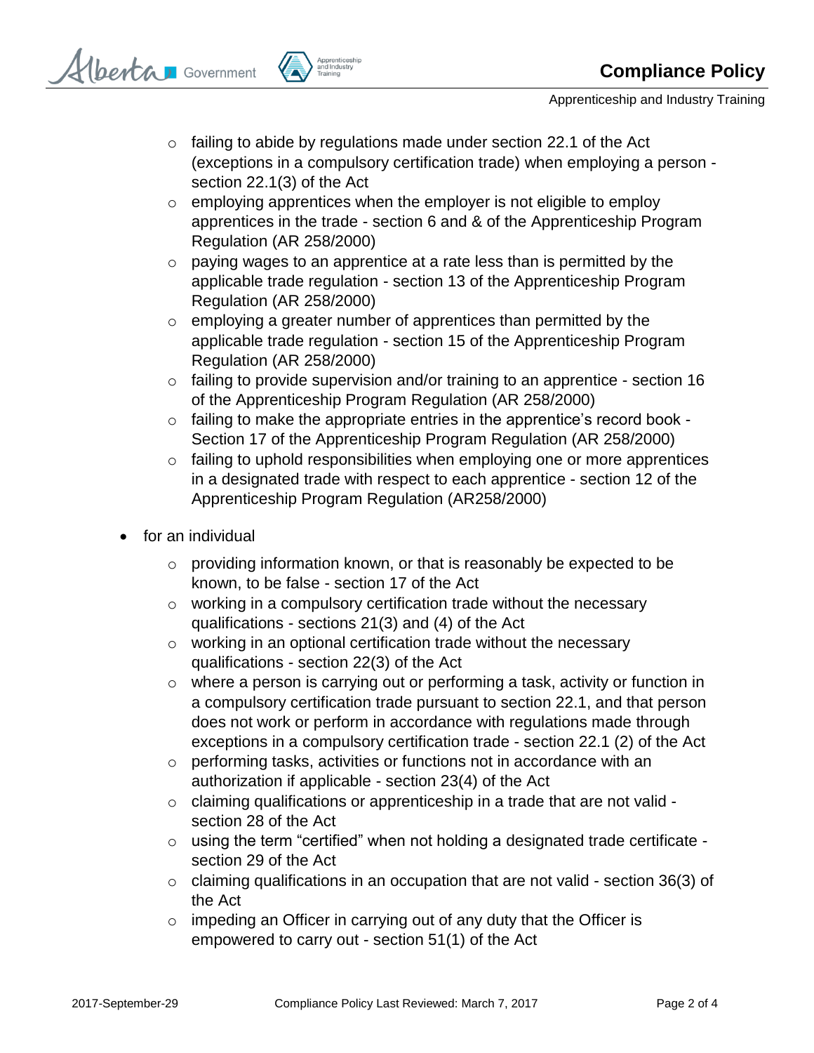- failing to abide by regulations made under section 22.1 of the Act (exceptions in a compulsory certification trade) when employing a person - section 22.1(3) of the Act
  - employing apprentices when the employer is not eligible to employ apprentices in the trade - section 6 and & of the Apprenticeship Program Regulation (AR 258/2000)
  - paying wages to an apprentice at a rate less than is permitted by the applicable trade regulation - section 13 of the Apprenticeship Program Regulation (AR 258/2000)
  - employing a greater number of apprentices than permitted by the applicable trade regulation - section 15 of the Apprenticeship Program Regulation (AR 258/2000)
  - failing to provide supervision and/or training to an apprentice - section 16 of the Apprenticeship Program Regulation (AR 258/2000)
  - failing to make the appropriate entries in the apprentice's record book - Section 17 of the Apprenticeship Program Regulation (AR 258/2000)
  - failing to uphold responsibilities when employing one or more apprentices in a designated trade with respect to each apprentice - section 12 of the Apprenticeship Program Regulation (AR258/2000)

- for an individual
  - providing information known, or that is reasonably be expected to be known, to be false - section 17 of the Act
  - working in a compulsory certification trade without the necessary qualifications - sections 21(3) and (4) of the Act
  - working in an optional certification trade without the necessary qualifications - section 22(3) of the Act
  - where a person is carrying out or performing a task, activity or function in a compulsory certification trade pursuant to section 22.1, and that person does not work or perform in accordance with regulations made through exceptions in a compulsory certification trade - section 22.1 (2) of the Act
  - performing tasks, activities or functions not in accordance with an authorization if applicable - section 23(4) of the Act
  - claiming qualifications or apprenticeship in a trade that are not valid - section 28 of the Act
  - using the term "certified" when not holding a designated trade certificate - section 29 of the Act
  - claiming qualifications in an occupation that are not valid - section 36(3) of the Act
  - impeding an Officer in carrying out of any duty that the Officer is empowered to carry out - section 51(1) of the Act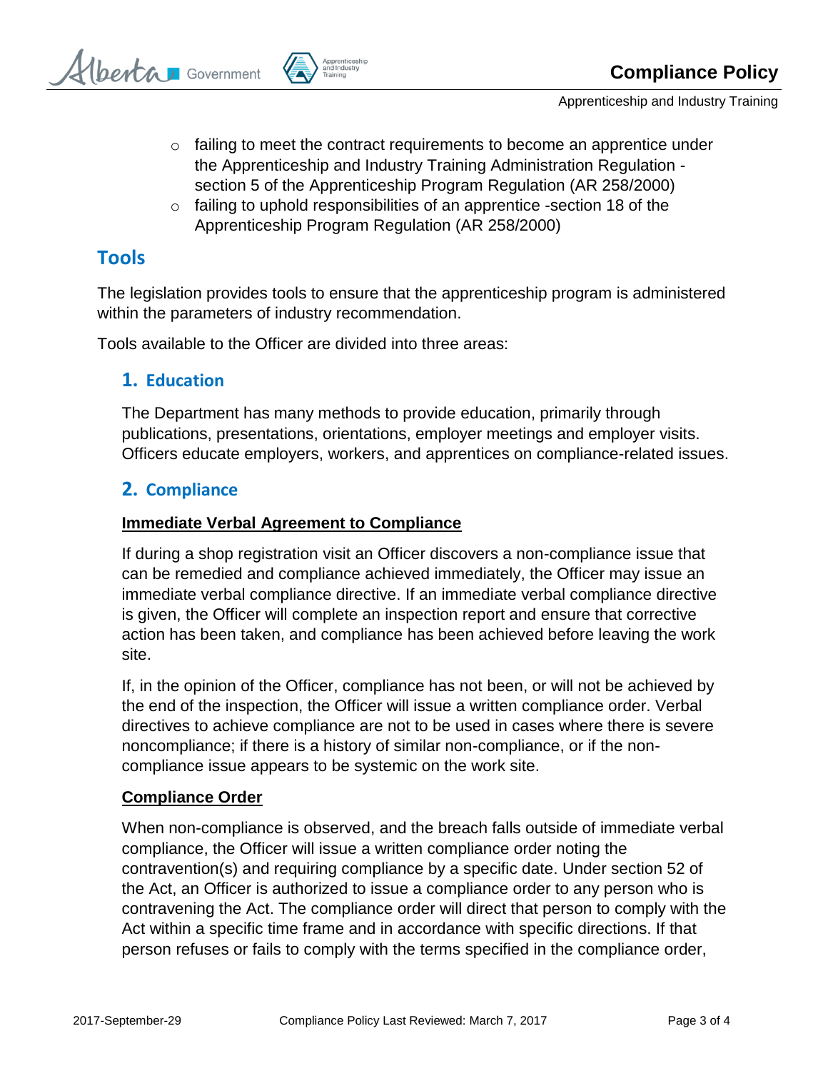- failing to meet the contract requirements to become an apprentice under the Apprenticeship and Industry Training Administration Regulation - section 5 of the Apprenticeship Program Regulation (AR 258/2000)
- failing to uphold responsibilities of an apprentice -section 18 of the Apprenticeship Program Regulation (AR 258/2000)

## Tools

The legislation provides tools to ensure that the apprenticeship program is administered within the parameters of industry recommendation.

Tools available to the Officer are divided into three areas:

### 1. Education

The Department has many methods to provide education, primarily through publications, presentations, orientations, employer meetings and employer visits. Officers educate employers, workers, and apprentices on compliance-related issues.

### 2. Compliance

**Immediate Verbal Agreement to Compliance**

If during a shop registration visit an Officer discovers a non-compliance issue that can be remedied and compliance achieved immediately, the Officer may issue an immediate verbal compliance directive. If an immediate verbal compliance directive is given, the Officer will complete an inspection report and ensure that corrective action has been taken, and compliance has been achieved before leaving the work site.

If, in the opinion of the Officer, compliance has not been, or will not be achieved by the end of the inspection, the Officer will issue a written compliance order. Verbal directives to achieve compliance are not to be used in cases where there is severe noncompliance; if there is a history of similar non-compliance, or if the non-compliance issue appears to be systemic on the work site.

**Compliance Order**

When non-compliance is observed, and the breach falls outside of immediate verbal compliance, the Officer will issue a written compliance order noting the contravention(s) and requiring compliance by a specific date. Under section 52 of the Act, an Officer is authorized to issue a compliance order to any person who is contravening the Act. The compliance order will direct that person to comply with the Act within a specific time frame and in accordance with specific directions. If that person refuses or fails to comply with the terms specified in the compliance order,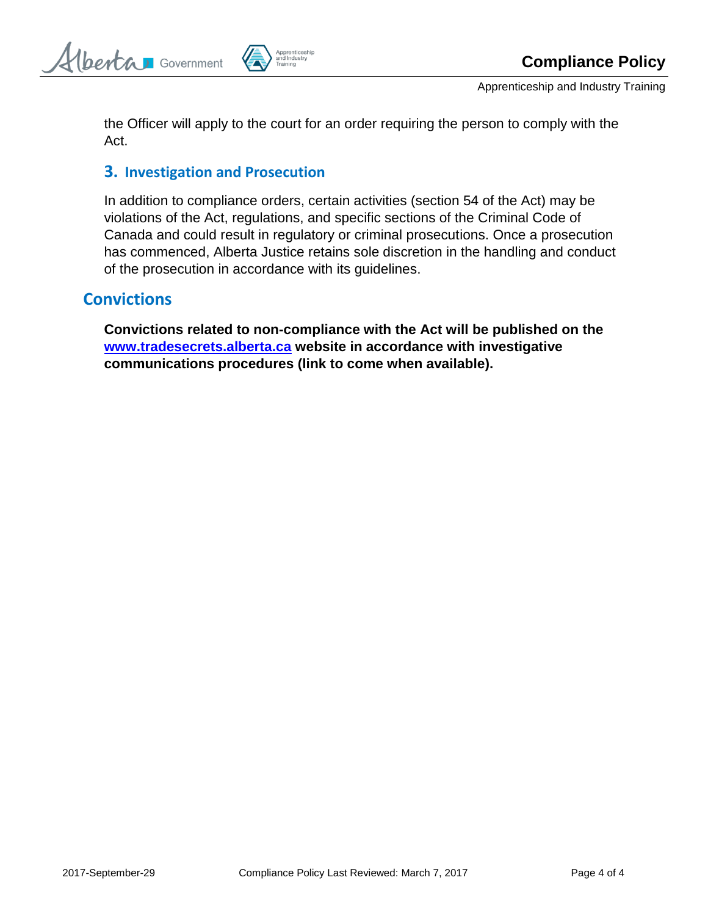the Officer will apply to the court for an order requiring the person to comply with the Act.

### 3. Investigation and Prosecution

In addition to compliance orders, certain activities (section 54 of the Act) may be violations of the Act, regulations, and specific sections of the Criminal Code of Canada and could result in regulatory or criminal prosecutions. Once a prosecution has commenced, Alberta Justice retains sole discretion in the handling and conduct of the prosecution in accordance with its guidelines.

## Convictions

**Convictions related to non-compliance with the Act will be published on the [www.tradesecrets.alberta.ca](http://www.tradesecrets.alberta.ca) website in accordance with investigative communications procedures (link to come when available).**